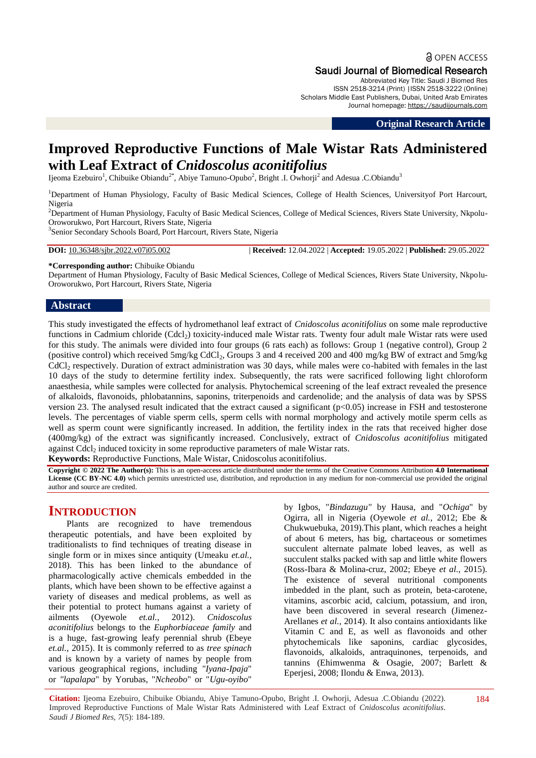OPEN ACCESS

**Saudi Journal of Biomedical Research**

Abbreviated Key Title: Saudi J Biomed Res
ISSN 2518-3214 (Print) |ISSN 2518-3222 (Online)
Scholars Middle East Publishers, Dubai, United Arab Emirates
Journal homepage: https://saudijournals.com

**Original Research Article**

# Improved Reproductive Functions of Male Wistar Rats Administered with Leaf Extract of *Cnidoscolus aconitifolius*

Ijeoma Ezebuiro[1], Chibuike Obiandu[2*], Abiye Tamuno-Opubo[2], Bright .I. Owhorji[2] and Adesua .C.Obiandu[3]

[1]Department of Human Physiology, Faculty of Basic Medical Sciences, College of Health Sciences, Universityof Port Harcourt, Nigeria

[2]Department of Human Physiology, Faculty of Basic Medical Sciences, College of Medical Sciences, Rivers State University, Nkpolu-Oroworukwo, Port Harcourt, Rivers State, Nigeria

[3]Senior Secondary Schools Board, Port Harcourt, Rivers State, Nigeria

**DOI:** 10.36348/sjbr.2022.v07i05.002 | **Received:** 12.04.2022 | **Accepted:** 19.05.2022 | **Published:** 29.05.2022

**\*Corresponding author:** Chibuike Obiandu
Department of Human Physiology, Faculty of Basic Medical Sciences, College of Medical Sciences, Rivers State University, Nkpolu-Oroworukwo, Port Harcourt, Rivers State, Nigeria

## Abstract

This study investigated the effects of hydromethanol leaf extract of *Cnidoscolus aconitifolius* on some male reproductive functions in Cadmium chloride ($Cdcl_2$) toxicity-induced male Wistar rats. Twenty four adult male Wistar rats were used for this study. The animals were divided into four groups (6 rats each) as follows: Group 1 (negative control), Group 2 (positive control) which received 5mg/kg $CdCl_2$, Groups 3 and 4 received 200 and 400 mg/kg BW of extract and 5mg/kg $CdCl_2$ respectively. Duration of extract administration was 30 days, while males were co-habited with females in the last 10 days of the study to determine fertility index. Subsequently, the rats were sacrificed following light chloroform anaesthesia, while samples were collected for analysis. Phytochemical screening of the leaf extract revealed the presence of alkaloids, flavonoids, phlobatannins, saponins, triterpenoids and cardenolide; and the analysis of data was by SPSS version 23. The analysed result indicated that the extract caused a significant ($p<0.05$) increase in FSH and testosterone levels. The percentages of viable sperm cells, sperm cells with normal morphology and actively motile sperm cells as well as sperm count were significantly increased. In addition, the fertility index in the rats that received higher dose (400mg/kg) of the extract was significantly increased. Conclusively, extract of *Cnidoscolus aconitifolius* mitigated against $Cdcl_2$ induced toxicity in some reproductive parameters of male Wistar rats.

**Keywords:** Reproductive Functions, Male Wistar, Cnidoscolus aconitifolius.

**Copyright © 2022 The Author(s):** This is an open-access article distributed under the terms of the Creative Commons Attribution **4.0 International License (CC BY-NC 4.0)** which permits unrestricted use, distribution, and reproduction in any medium for non-commercial use provided the original author and source are credited.

## INTRODUCTION

Plants are recognized to have tremendous therapeutic potentials, and have been exploited by traditionalists to find techniques of treating disease in single form or in mixes since antiquity (Umeaku *et.al.*, 2018). This has been linked to the abundance of pharmacologically active chemicals embedded in the plants, which have been shown to be effective against a variety of diseases and medical problems, as well as their potential to protect humans against a variety of ailments (Oyewole *et.al.*, 2012). *Cnidoscolus aconitifolius* belongs to the *Euphorbiaceae family* and is a huge, fast-growing leafy perennial shrub (Ebeye *et.al.*, 2015). It is commonly referred to as *tree spinach* and is known by a variety of names by people from various geographical regions, including *"Iyana-Ipaja"* or *"lapalapa"* by Yorubas, "*Ncheobo*" or "*Ugu-oyibo*" by Igbos, "*Bindazugu"* by Hausa, and "*Ochiga*" by Ogirra, all in Nigeria (Oyewole *et al.*, 2012; Ebe & Chukwuebuka, 2019).This plant, which reaches a height of about 6 meters, has big, chartaceous or sometimes succulent alternate palmate lobed leaves, as well as succulent stalks packed with sap and little white flowers (Ross-Ibara & Molina-cruz, 2002; Ebeye *et al.*, 2015). The existence of several nutritional components imbedded in the plant, such as protein, beta-carotene, vitamins, ascorbic acid, calcium, potassium, and iron, have been discovered in several research (Jimenez-Arellanes *et al.*, 2014). It also contains antioxidants like Vitamin C and E, as well as flavonoids and other phytochemicals like saponins, cardiac glycosides, flavonoids, alkaloids, antraquinones, terpenoids, and tannins (Ehimwenma & Osagie, 2007; Barlett & Eperjesi, 2008; Ilondu & Enwa, 2013).

**Citation:** Ijeoma Ezebuiro, Chibuike Obiandu, Abiye Tamuno-Opubo, Bright .I. Owhorji, Adesua .C.Obiandu (2022). Improved Reproductive Functions of Male Wistar Rats Administered with Leaf Extract of *Cnidoscolus aconitifolius*. *Saudi J Biomed Res, 7*(5): 184-189.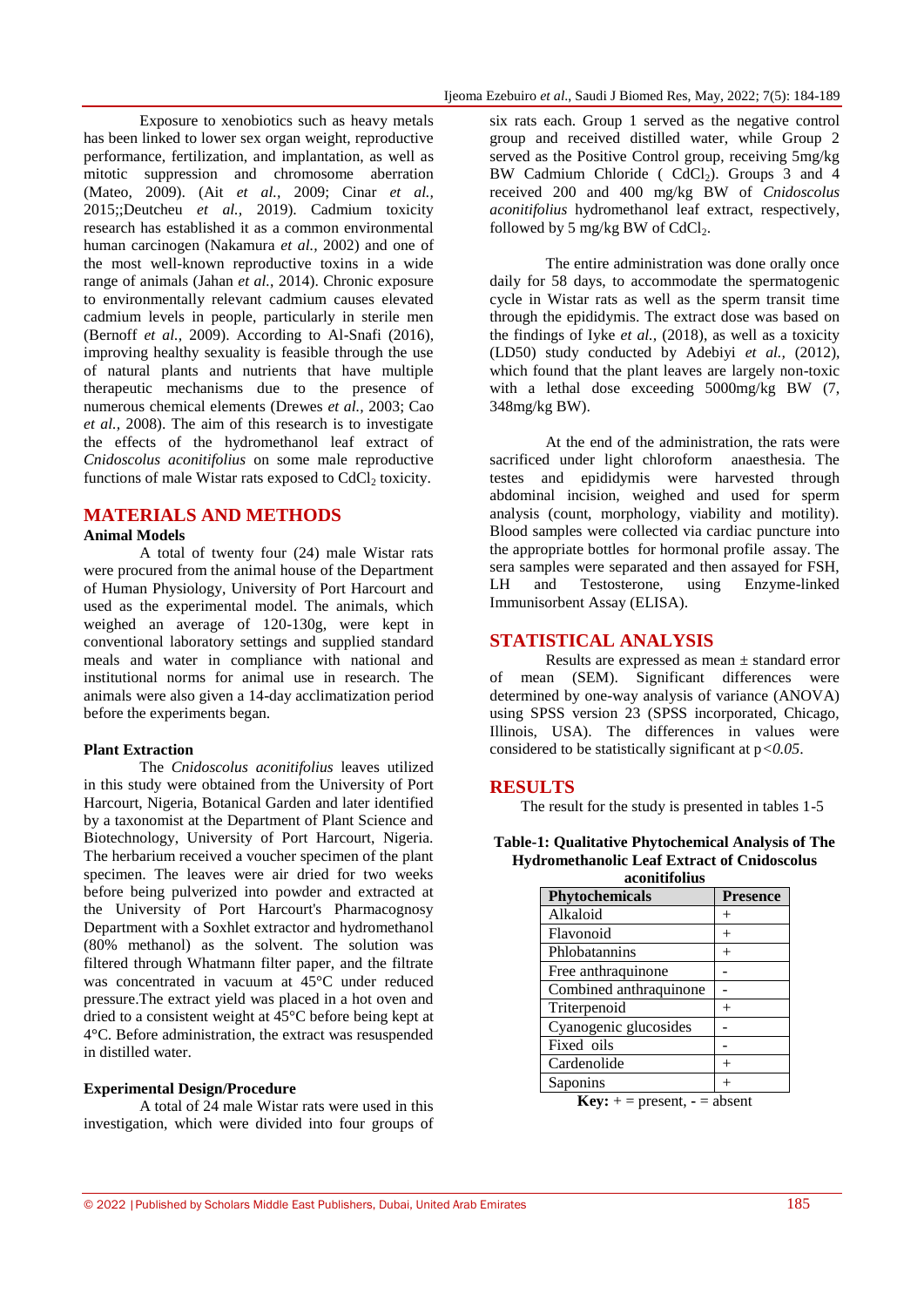Exposure to xenobiotics such as heavy metals has been linked to lower sex organ weight, reproductive performance, fertilization, and implantation, as well as mitotic suppression and chromosome aberration (Mateo, 2009). (Ait *et al.,* 2009; Cinar *et al.,* 2015;;Deutcheu *et al.,* 2019). Cadmium toxicity research has established it as a common environmental human carcinogen (Nakamura *et al.,* 2002) and one of the most well-known reproductive toxins in a wide range of animals (Jahan *et al.*, 2014). Chronic exposure to environmentally relevant cadmium causes elevated cadmium levels in people, particularly in sterile men (Bernoff *et al.,* 2009). According to Al-Snafi (2016), improving healthy sexuality is feasible through the use of natural plants and nutrients that have multiple therapeutic mechanisms due to the presence of numerous chemical elements (Drewes *et al.,* 2003; Cao *et al.,* 2008). The aim of this research is to investigate the effects of the hydromethanol leaf extract of *Cnidoscolus aconitifolius* on some male reproductive functions of male Wistar rats exposed to $CdCl_2$ toxicity.

## MATERIALS AND METHODS

### Animal Models

A total of twenty four (24) male Wistar rats were procured from the animal house of the Department of Human Physiology, University of Port Harcourt and used as the experimental model. The animals, which weighed an average of 120-130g, were kept in conventional laboratory settings and supplied standard meals and water in compliance with national and institutional norms for animal use in research. The animals were also given a 14-day acclimatization period before the experiments began.

### Plant Extraction

The *Cnidoscolus aconitifolius* leaves utilized in this study were obtained from the University of Port Harcourt, Nigeria, Botanical Garden and later identified by a taxonomist at the Department of Plant Science and Biotechnology, University of Port Harcourt, Nigeria. The herbarium received a voucher specimen of the plant specimen. The leaves were air dried for two weeks before being pulverized into powder and extracted at the University of Port Harcourt's Pharmacognosy Department with a Soxhlet extractor and hydromethanol (80% methanol) as the solvent. The solution was filtered through Whatmann filter paper, and the filtrate was concentrated in vacuum at 45°C under reduced pressure.The extract yield was placed in a hot oven and dried to a consistent weight at 45°C before being kept at 4°C. Before administration, the extract was resuspended in distilled water.

### Experimental Design/Procedure

A total of 24 male Wistar rats were used in this investigation, which were divided into four groups of six rats each. Group 1 served as the negative control group and received distilled water, while Group 2 served as the Positive Control group, receiving 5mg/kg BW Cadmium Chloride ( $CdCl_2$). Groups 3 and 4 received 200 and 400 mg/kg BW of *Cnidoscolus aconitifolius* hydromethanol leaf extract, respectively, followed by 5 mg/kg BW of $CdCl_2$.

The entire administration was done orally once daily for 58 days, to accommodate the spermatogenic cycle in Wistar rats as well as the sperm transit time through the epididymis. The extract dose was based on the findings of Iyke *et al.,* (2018), as well as a toxicity (LD50) study conducted by Adebiyi *et al.,* (2012), which found that the plant leaves are largely non-toxic with a lethal dose exceeding 5000mg/kg BW (7, 348mg/kg BW).

At the end of the administration, the rats were sacrificed under light chloroform anaesthesia. The testes and epididymis were harvested through abdominal incision, weighed and used for sperm analysis (count, morphology, viability and motility). Blood samples were collected via cardiac puncture into the appropriate bottles for hormonal profile assay. The sera samples were separated and then assayed for FSH, LH and Testosterone, using Enzyme-linked Immunisorbent Assay (ELISA).

## STATISTICAL ANALYSIS

Results are expressed as mean ± standard error of mean (SEM). Significant differences were determined by one-way analysis of variance (ANOVA) using SPSS version 23 (SPSS incorporated, Chicago, Illinois, USA). The differences in values were considered to be statistically significant at $p<0.05$.

## RESULTS

The result for the study is presented in tables 1-5

**Table-1: Qualitative Phytochemical Analysis of The Hydromethanolic Leaf Extract of Cnidoscolus aconitifolius**

| Phytochemicals | Presence |
|---|---|
| Alkaloid | + |
| Flavonoid | + |
| Phlobatannins | + |
| Free anthraquinone | - |
| Combined anthraquinone | - |
| Triterpenoid | + |
| Cyanogenic glucosides | - |
| Fixed oils | - |
| Cardenolide | + |
| Saponins | + |

**Key:** + = present, - = absent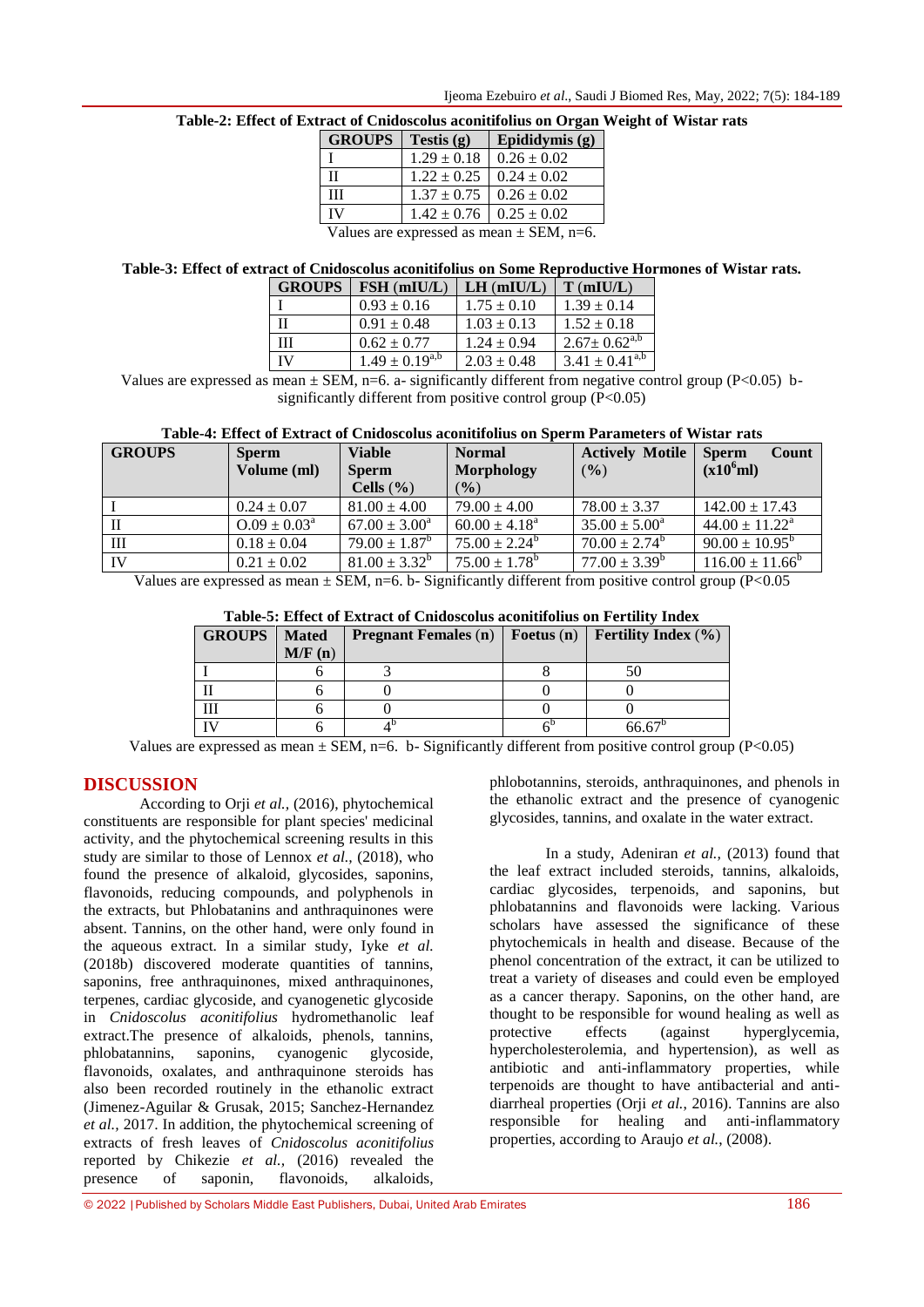**Table-2: Effect of Extract of Cnidoscolus aconitifolius on Organ Weight of Wistar rats**

| GROUPS | Testis (g) | Epididymis (g) |
|---|---|---|
| I | 1.29 ± 0.18 | 0.26 ± 0.02 |
| II | 1.22 ± 0.25 | 0.24 ± 0.02 |
| III | 1.37 ± 0.75 | 0.26 ± 0.02 |
| IV | 1.42 ± 0.76 | 0.25 ± 0.02 |

Values are expressed as mean ± SEM, n=6.

**Table-3: Effect of extract of Cnidoscolus aconitifolius on Some Reproductive Hormones of Wistar rats.**

| GROUPS | FSH (mIU/L) | LH (mIU/L) | T (mIU/L) |
|---|---|---|---|
| I | 0.93 ± 0.16 | 1.75 ± 0.10 | 1.39 ± 0.14 |
| II | 0.91 ± 0.48 | 1.03 ± 0.13 | 1.52 ± 0.18 |
| III | 0.62 ± 0.77 | 1.24 ± 0.94 | $2.67 \pm 0.62^{a,b}$ |
| IV | $1.49 \pm 0.19^{a,b}$ | 2.03 ± 0.48 | $3.41 \pm 0.41^{a,b}$ |

Values are expressed as mean ± SEM, n=6. a- significantly different from negative control group (P<0.05) b- significantly different from positive control group (P<0.05)

**Table-4: Effect of Extract of Cnidoscolus aconitifolius on Sperm Parameters of Wistar rats**

| GROUPS | Sperm Volume (ml) | Viable Sperm Cells (%) | Normal Morphology (%) | Actively Motile (%) | Sperm Count ($x10^6$ml) |
|---|---|---|---|---|---|
| I | 0.24 ± 0.07 | 81.00 ± 4.00 | 79.00 ± 4.00 | 78.00 ± 3.37 | 142.00 ± 17.43 |
| II | $O.09 \pm 0.03^{a}$ | $67.00 \pm 3.00^{a}$ | $60.00 \pm 4.18^{a}$ | $35.00 \pm 5.00^{a}$ | $44.00 \pm 11.22^{a}$ |
| III | 0.18 ± 0.04 | $79.00 \pm 1.87^{b}$ | $75.00 \pm 2.24^{b}$ | $70.00 \pm 2.74^{b}$ | $90.00 \pm 10.95^{b}$ |
| IV | 0.21 ± 0.02 | $81.00 \pm 3.32^{b}$ | $75.00 \pm 1.78^{b}$ | $77.00 \pm 3.39^{b}$ | $116.00 \pm 11.66^{b}$ |

Values are expressed as mean ± SEM, n=6. b- Significantly different from positive control group (P<0.05

**Table-5: Effect of Extract of Cnidoscolus aconitifolius on Fertility Index**

| GROUPS | Mated M/F (n) | Pregnant Females (n) | Foetus (n) | Fertility Index (%) |
|---|---|---|---|---|
| I | 6 | 3 | 8 | 50 |
| II | 6 | 0 | 0 | 0 |
| III | 6 | 0 | 0 | 0 |
| IV | 6 | $4^{b}$ | $6^{b}$ | $66.67^{b}$ |

Values are expressed as mean ± SEM, n=6. b- Significantly different from positive control group (P<0.05)

## DISCUSSION

According to Orji *et al.,* (2016), phytochemical constituents are responsible for plant species' medicinal activity, and the phytochemical screening results in this study are similar to those of Lennox *et al.,* (2018), who found the presence of alkaloid, glycosides, saponins, flavonoids, reducing compounds, and polyphenols in the extracts, but Phlobatanins and anthraquinones were absent. Tannins, on the other hand, were only found in the aqueous extract. In a similar study, Iyke *et al.* (2018b) discovered moderate quantities of tannins, saponins, free anthraquinones, mixed anthraquinones, terpenes, cardiac glycoside, and cyanogenetic glycoside in *Cnidoscolus aconitifolius* hydromethanolic leaf extract.The presence of alkaloids, phenols, tannins, phlobatannins, saponins, cyanogenic glycoside, flavonoids, oxalates, and anthraquinone steroids has also been recorded routinely in the ethanolic extract (Jimenez-Aguilar & Grusak, 2015; Sanchez-Hernandez *et al.,* 2017. In addition, the phytochemical screening of extracts of fresh leaves of *Cnidoscolus aconitifolius* reported by Chikezie *et al.,* (2016) revealed the presence of saponin, flavonoids, alkaloids, phlobotannins, steroids, anthraquinones, and phenols in the ethanolic extract and the presence of cyanogenic glycosides, tannins, and oxalate in the water extract.

In a study, Adeniran *et al.,* (2013) found that the leaf extract included steroids, tannins, alkaloids, cardiac glycosides, terpenoids, and saponins, but phlobatannins and flavonoids were lacking. Various scholars have assessed the significance of these phytochemicals in health and disease. Because of the phenol concentration of the extract, it can be utilized to treat a variety of diseases and could even be employed as a cancer therapy. Saponins, on the other hand, are thought to be responsible for wound healing as well as protective effects (against hyperglycemia, hypercholesterolemia, and hypertension), as well as antibiotic and anti-inflammatory properties, while terpenoids are thought to have antibacterial and anti-diarrheal properties (Orji *et al.,* 2016). Tannins are also responsible for healing and anti-inflammatory properties, according to Araujo *et al.,* (2008).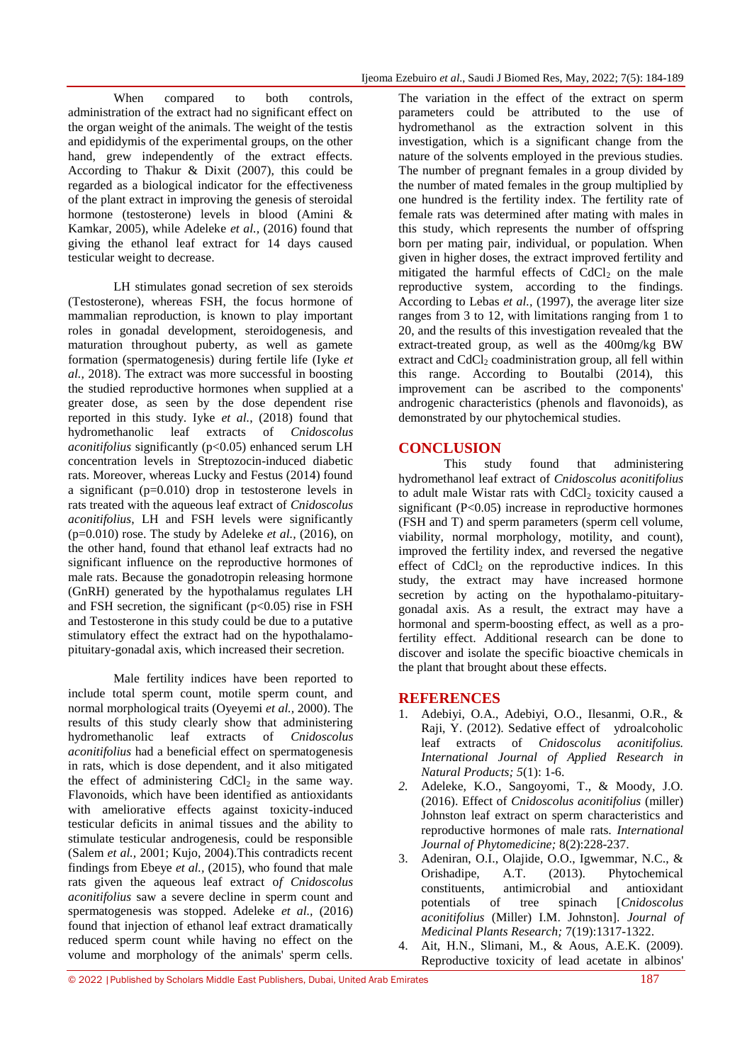When compared to both controls, administration of the extract had no significant effect on the organ weight of the animals. The weight of the testis and epididymis of the experimental groups, on the other hand, grew independently of the extract effects. According to Thakur & Dixit (2007), this could be regarded as a biological indicator for the effectiveness of the plant extract in improving the genesis of steroidal hormone (testosterone) levels in blood (Amini & Kamkar, 2005), while Adeleke *et al.,* (2016) found that giving the ethanol leaf extract for 14 days caused testicular weight to decrease.

LH stimulates gonad secretion of sex steroids (Testosterone), whereas FSH, the focus hormone of mammalian reproduction, is known to play important roles in gonadal development, steroidogenesis, and maturation throughout puberty, as well as gamete formation (spermatogenesis) during fertile life (Iyke *et al.,* 2018). The extract was more successful in boosting the studied reproductive hormones when supplied at a greater dose, as seen by the dose dependent rise reported in this study. Iyke *et al.,* (2018) found that hydromethanolic leaf extracts of *Cnidoscolus aconitifolius* significantly ($p<0.05$) enhanced serum LH concentration levels in Streptozocin-induced diabetic rats. Moreover, whereas Lucky and Festus (2014) found a significant ($p=0.010$) drop in testosterone levels in rats treated with the aqueous leaf extract of *Cnidoscolus aconitifolius*, LH and FSH levels were significantly ($p=0.010$) rose. The study by Adeleke *et al.,* (2016), on the other hand, found that ethanol leaf extracts had no significant influence on the reproductive hormones of male rats. Because the gonadotropin releasing hormone (GnRH) generated by the hypothalamus regulates LH and FSH secretion, the significant ($p<0.05$) rise in FSH and Testosterone in this study could be due to a putative stimulatory effect the extract had on the hypothalamo-pituitary-gonadal axis, which increased their secretion.

Male fertility indices have been reported to include total sperm count, motile sperm count, and normal morphological traits (Oyeyemi *et al.,* 2000). The results of this study clearly show that administering hydromethanolic leaf extracts of *Cnidoscolus aconitifolius* had a beneficial effect on spermatogenesis in rats, which is dose dependent, and it also mitigated the effect of administering $CdCl_2$ in the same way. Flavonoids, which have been identified as antioxidants with ameliorative effects against toxicity-induced testicular deficits in animal tissues and the ability to stimulate testicular androgenesis, could be responsible (Salem *et al.,* 2001; Kujo, 2004).This contradicts recent findings from Ebeye *et al.,* (2015), who found that male rats given the aqueous leaf extract of *Cnidoscolus aconitifolius* saw a severe decline in sperm count and spermatogenesis was stopped. Adeleke *et al.,* (2016) found that injection of ethanol leaf extract dramatically reduced sperm count while having no effect on the volume and morphology of the animals' sperm cells. The variation in the effect of the extract on sperm parameters could be attributed to the use of hydromethanol as the extraction solvent in this investigation, which is a significant change from the nature of the solvents employed in the previous studies. The number of pregnant females in a group divided by the number of mated females in the group multiplied by one hundred is the fertility index. The fertility rate of female rats was determined after mating with males in this study, which represents the number of offspring born per mating pair, individual, or population. When given in higher doses, the extract improved fertility and mitigated the harmful effects of $CdCl_2$ on the male reproductive system, according to the findings. According to Lebas *et al.,* (1997), the average liter size ranges from 3 to 12, with limitations ranging from 1 to 20, and the results of this investigation revealed that the extract-treated group, as well as the 400mg/kg BW extract and $CdCl_2$ coadministration group, all fell within this range. According to Boutalbi (2014), this improvement can be ascribed to the components' androgenic characteristics (phenols and flavonoids), as demonstrated by our phytochemical studies.

## CONCLUSION

This study found that administering hydromethanol leaf extract of *Cnidoscolus aconitifolius* to adult male Wistar rats with $CdCl_2$ toxicity caused a significant ($P<0.05$) increase in reproductive hormones (FSH and T) and sperm parameters (sperm cell volume, viability, normal morphology, motility, and count), improved the fertility index, and reversed the negative effect of $CdCl_2$ on the reproductive indices. In this study, the extract may have increased hormone secretion by acting on the hypothalamo-pituitary-gonadal axis. As a result, the extract may have a hormonal and sperm-boosting effect, as well as a pro-fertility effect. Additional research can be done to discover and isolate the specific bioactive chemicals in the plant that brought about these effects.

## REFERENCES

1. Adebiyi, O.A., Adebiyi, O.O., Ilesanmi, O.R., & Raji, Y. (2012). Sedative effect of ydroalcoholic leaf extracts of *Cnidoscolus aconitifolius. International Journal of Applied Research in Natural Products; 5*(1): 1-6.
2. Adeleke, K.O., Sangoyomi, T., & Moody, J.O. (2016). Effect of *Cnidoscolus aconitifolius* (miller) Johnston leaf extract on sperm characteristics and reproductive hormones of male rats. *International Journal of Phytomedicine;* 8(2):228-237.
3. Adeniran, O.I., Olajide, O.O., Igwemmar, N.C., & Orishadipe, A.T. (2013). Phytochemical constituents, antimicrobial and antioxidant potentials of tree spinach [*Cnidoscolus aconitifolius* (Miller) I.M. Johnston]. *Journal of Medicinal Plants Research;* 7(19):1317-1322.
4. Ait, H.N., Slimani, M., & Aous, A.E.K. (2009). Reproductive toxicity of lead acetate in albinos'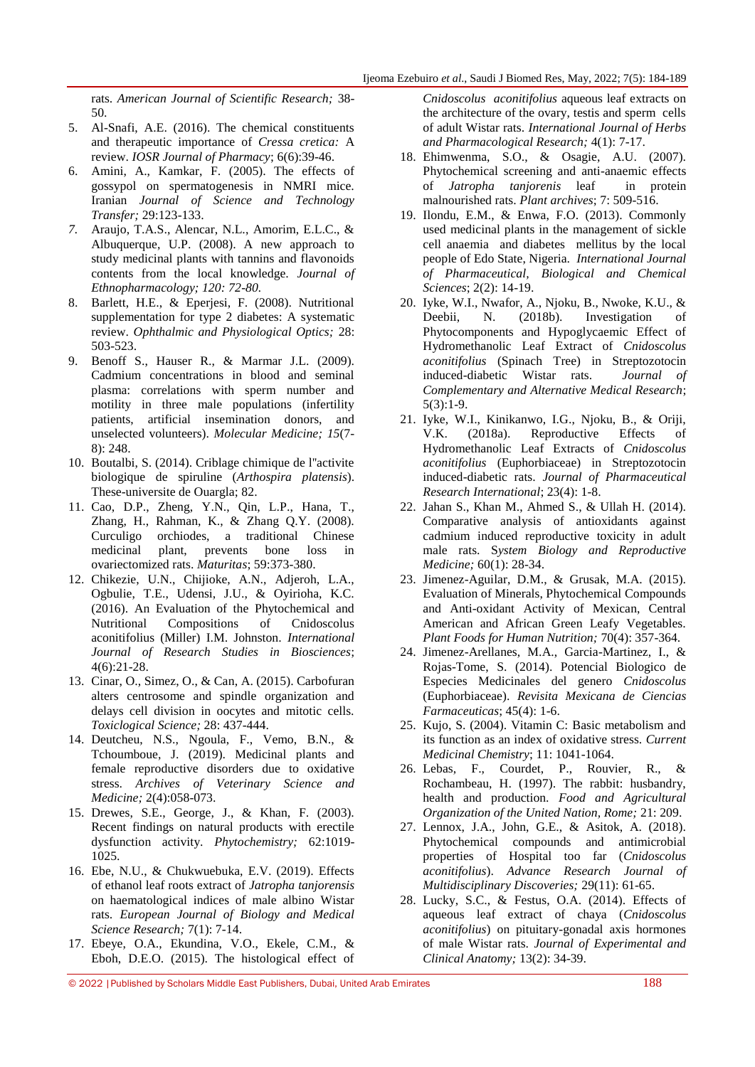rats. *American Journal of Scientific Research;* 38-50.

5. Al-Snafi, A.E. (2016). The chemical constituents and therapeutic importance of *Cressa cretica:* A review. *IOSR Journal of Pharmacy*; 6(6):39-46.
6. Amini, A., Kamkar, F. (2005). The effects of gossypol on spermatogenesis in NMRI mice. Iranian *Journal of Science and Technology Transfer;* 29:123-133.
7. Araujo, T.A.S., Alencar, N.L., Amorim, E.L.C., & Albuquerque, U.P. (2008). A new approach to study medicinal plants with tannins and flavonoids contents from the local knowledge. *Journal of Ethnopharmacology; 120: 72-80.*
8. Barlett, H.E., & Eperjesi, F. (2008). Nutritional supplementation for type 2 diabetes: A systematic review. *Ophthalmic and Physiological Optics;* 28: 503-523.
9. Benoff S., Hauser R., & Marmar J.L. (2009). Cadmium concentrations in blood and seminal plasma: correlations with sperm number and motility in three male populations (infertility patients, artificial insemination donors, and unselected volunteers). *Molecular Medicine; 15*(7-8): 248.
10. Boutalbi, S. (2014). Criblage chimique de l"activite biologique de spiruline (*Arthospira platensis*). These-universite de Ouargla; 82.
11. Cao, D.P., Zheng, Y.N., Qin, L.P., Hana, T., Zhang, H., Rahman, K., & Zhang Q.Y. (2008). Curculigo orchiodes, a traditional Chinese medicinal plant, prevents bone loss in ovariectomized rats. *Maturitas*; 59:373-380.
12. Chikezie, U.N., Chijioke, A.N., Adjeroh, L.A., Ogbulie, T.E., Udensi, J.U., & Oyirioha, K.C. (2016). An Evaluation of the Phytochemical and Nutritional Compositions of Cnidoscolus aconitifolius (Miller) I.M. Johnston. *International Journal of Research Studies in Biosciences*; 4(6):21-28.
13. Cinar, O., Simez, O., & Can, A. (2015). Carbofuran alters centrosome and spindle organization and delays cell division in oocytes and mitotic cells. *Toxiclogical Science;* 28: 437-444.
14. Deutcheu, N.S., Ngoula, F., Vemo, B.N., & Tchoumboue, J. (2019). Medicinal plants and female reproductive disorders due to oxidative stress. *Archives of Veterinary Science and Medicine;* 2(4):058-073.
15. Drewes, S.E., George, J., & Khan, F. (2003). Recent findings on natural products with erectile dysfunction activity. *Phytochemistry;* 62:1019-1025.
16. Ebe, N.U., & Chukwuebuka, E.V. (2019). Effects of ethanol leaf roots extract of *Jatropha tanjorensis* on haematological indices of male albino Wistar rats. *European Journal of Biology and Medical Science Research;* 7(1): 7-14.
17. Ebeye, O.A., Ekundina, V.O., Ekele, C.M., & Eboh, D.E.O. (2015). The histological effect of *Cnidoscolus aconitifolius* aqueous leaf extracts on the architecture of the ovary, testis and sperm cells of adult Wistar rats. *International Journal of Herbs and Pharmacological Research;* 4(1): 7-17.
18. Ehimwenma, S.O., & Osagie, A.U. (2007). Phytochemical screening and anti-anaemic effects of *Jatropha tanjorensis* leaf in protein malnourished rats. *Plant archives*; 7: 509-516.
19. Ilondu, E.M., & Enwa, F.O. (2013). Commonly used medicinal plants in the management of sickle cell anaemia and diabetes mellitus by the local people of Edo State, Nigeria. *International Journal of Pharmaceutical, Biological and Chemical Sciences*; 2(2): 14-19.
20. Iyke, W.I., Nwafor, A., Njoku, B., Nwoke, K.U., & Deebii, N. (2018b). Investigation of Phytocomponents and Hypoglycaemic Effect of Hydromethanolic Leaf Extract of *Cnidoscolus aconitifolius* (Spinach Tree) in Streptozotocin induced-diabetic Wistar rats. *Journal of Complementary and Alternative Medical Research*; 5(3):1-9.
21. Iyke, W.I., Kinikanwo, I.G., Njoku, B., & Oriji, V.K. (2018a). Reproductive Effects of Hydromethanolic Leaf Extracts of *Cnidoscolus aconitifolius* (Euphorbiaceae) in Streptozotocin induced-diabetic rats. *Journal of Pharmaceutical Research International*; 23(4): 1-8.
22. Jahan S., Khan M., Ahmed S., & Ullah H. (2014). Comparative analysis of antioxidants against cadmium induced reproductive toxicity in adult male rats. S*ystem Biology and Reproductive Medicine;* 60(1): 28-34.
23. Jimenez-Aguilar, D.M., & Grusak, M.A. (2015). Evaluation of Minerals, Phytochemical Compounds and Anti-oxidant Activity of Mexican, Central American and African Green Leafy Vegetables. *Plant Foods for Human Nutrition;* 70(4): 357-364.
24. Jimenez-Arellanes, M.A., Garcia-Martinez, I., & Rojas-Tome, S. (2014). Potencial Biologico de Especies Medicinales del genero *Cnidoscolus* (Euphorbiaceae). *Revisita Mexicana de Ciencias Farmaceuticas*; 45(4): 1-6.
25. Kujo, S. (2004). Vitamin C: Basic metabolism and its function as an index of oxidative stress. *Current Medicinal Chemistry*; 11: 1041-1064.
26. Lebas, F., Courdet, P., Rouvier, R., & Rochambeau, H. (1997). The rabbit: husbandry, health and production. *Food and Agricultural Organization of the United Nation, Rome;* 21: 209.
27. Lennox, J.A., John, G.E., & Asitok, A. (2018). Phytochemical compounds and antimicrobial properties of Hospital too far (*Cnidoscolus aconitifolius*). *Advance Research Journal of Multidisciplinary Discoveries;* 29(11): 61-65.
28. Lucky, S.C., & Festus, O.A. (2014). Effects of aqueous leaf extract of chaya (*Cnidoscolus aconitifolius*) on pituitary-gonadal axis hormones of male Wistar rats. *Journal of Experimental and Clinical Anatomy;* 13(2): 34-39.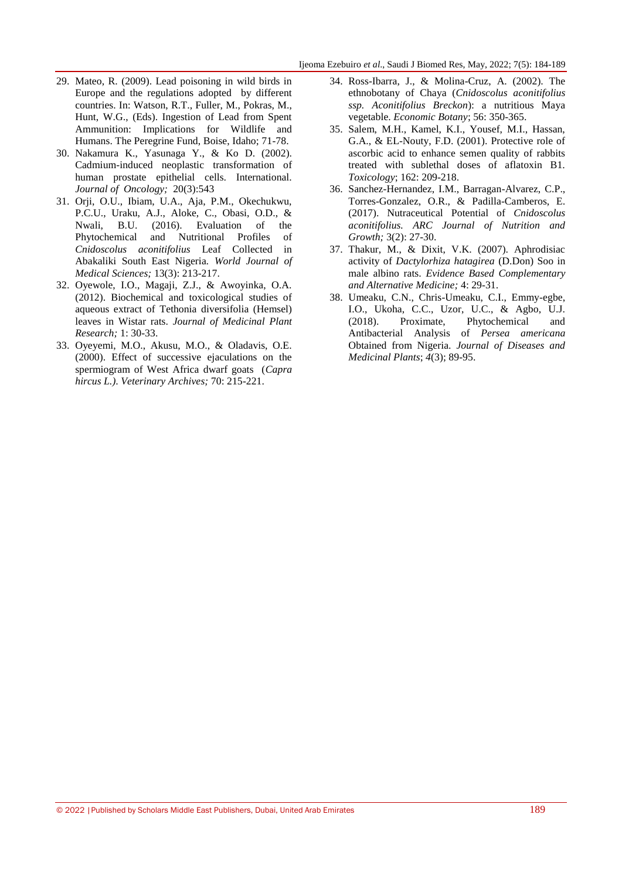29. Mateo, R. (2009). Lead poisoning in wild birds in Europe and the regulations adopted by different countries. In: Watson, R.T., Fuller, M., Pokras, M., Hunt, W.G., (Eds). Ingestion of Lead from Spent Ammunition: Implications for Wildlife and Humans. The Peregrine Fund, Boise, Idaho; 71-78.
30. Nakamura K., Yasunaga Y., & Ko D. (2002). Cadmium-induced neoplastic transformation of human prostate epithelial cells. International. *Journal of Oncology;* 20(3):543
31. Orji, O.U., Ibiam, U.A., Aja, P.M., Okechukwu, P.C.U., Uraku, A.J., Aloke, C., Obasi, O.D., & Nwali, B.U. (2016). Evaluation of the Phytochemical and Nutritional Profiles of *Cnidoscolus aconitifolius* Leaf Collected in Abakaliki South East Nigeria. *World Journal of Medical Sciences;* 13(3): 213-217.
32. Oyewole, I.O., Magaji, Z.J., & Awoyinka, O.A. (2012). Biochemical and toxicological studies of aqueous extract of Tethonia diversifolia (Hemsel) leaves in Wistar rats. *Journal of Medicinal Plant Research;* 1: 30-33.
33. Oyeyemi, M.O., Akusu, M.O., & Oladavis, O.E. (2000). Effect of successive ejaculations on the spermiogram of West Africa dwarf goats (*Capra hircus L.). Veterinary Archives;* 70: 215-221.
34. Ross-Ibarra, J., & Molina-Cruz, A. (2002). The ethnobotany of Chaya (*Cnidoscolus aconitifolius ssp. Aconitifolius Breckon*): a nutritious Maya vegetable. *Economic Botany*; 56: 350-365.
35. Salem, M.H., Kamel, K.I., Yousef, M.I., Hassan, G.A., & EL-Nouty, F.D. (2001). Protective role of ascorbic acid to enhance semen quality of rabbits treated with sublethal doses of aflatoxin B1. *Toxicology*; 162: 209-218.
36. Sanchez-Hernandez, I.M., Barragan-Alvarez, C.P., Torres-Gonzalez, O.R., & Padilla-Camberos, E. (2017). Nutraceutical Potential of *Cnidoscolus aconitifolius. ARC Journal of Nutrition and Growth;* 3(2): 27-30.
37. Thakur, M., & Dixit, V.K. (2007). Aphrodisiac activity of *Dactylorhiza hatagirea* (D.Don) Soo in male albino rats. *Evidence Based Complementary and Alternative Medicine;* 4: 29-31.
38. Umeaku, C.N., Chris-Umeaku, C.I., Emmy-egbe, I.O., Ukoha, C.C., Uzor, U.C., & Agbo, U.J. (2018). Proximate, Phytochemical and Antibacterial Analysis of *Persea americana* Obtained from Nigeria. *Journal of Diseases and Medicinal Plants*; *4*(3); 89-95.